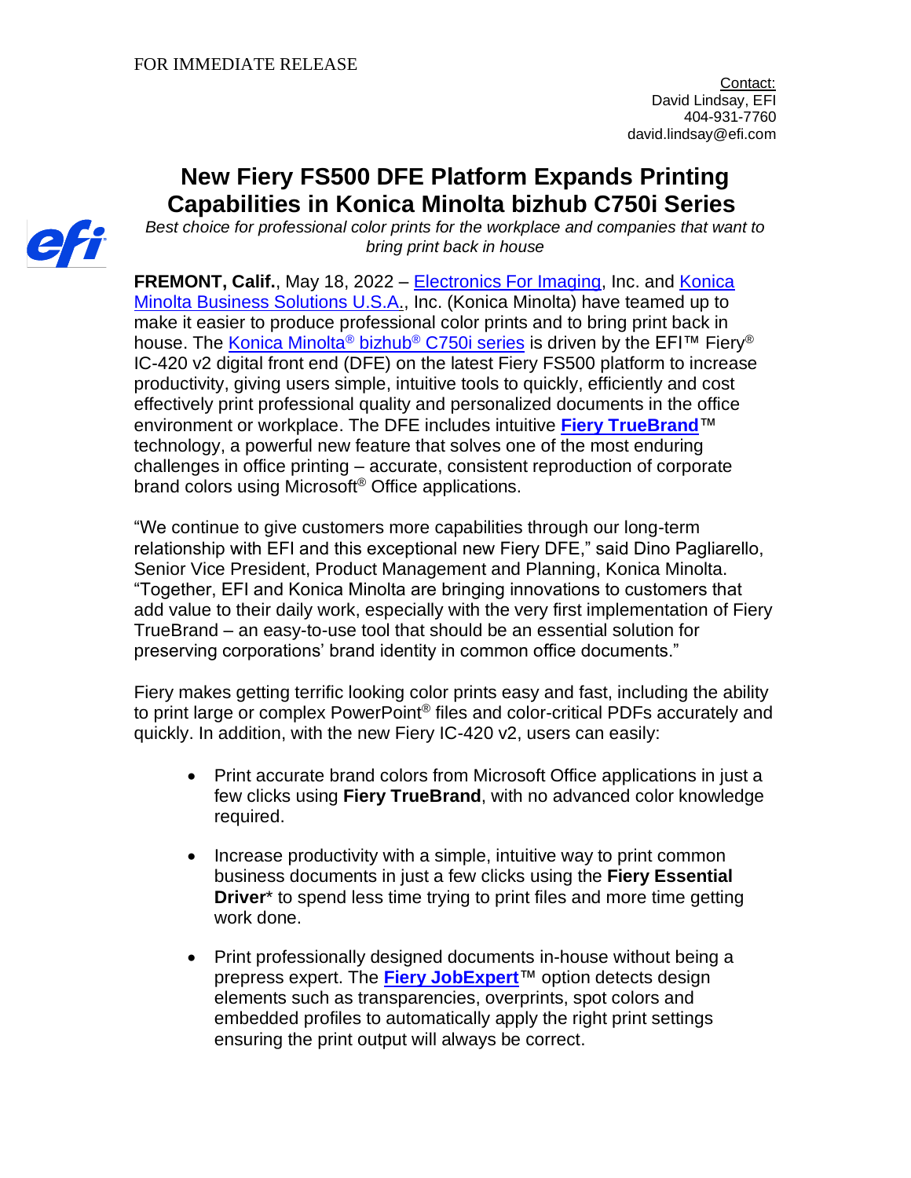FOR IMMEDIATE RELEASE

Contact:
David Lindsay, EFI
404-931-7760
david.lindsay@efi.com

# New Fiery FS500 DFE Platform Expands Printing Capabilities in Konica Minolta bizhub C750i Series

*Best choice for professional color prints for the workplace and companies that want to bring print back in house*

**FREMONT, Calif.**, May 18, 2022 – Electronics For Imaging, Inc. and Konica Minolta Business Solutions U.S.A., Inc. (Konica Minolta) have teamed up to make it easier to produce professional color prints and to bring print back in house. The Konica Minolta® bizhub® C750i series is driven by the EFI™ Fiery® IC-420 v2 digital front end (DFE) on the latest Fiery FS500 platform to increase productivity, giving users simple, intuitive tools to quickly, efficiently and cost effectively print professional quality and personalized documents in the office environment or workplace. The DFE includes intuitive **Fiery TrueBrand**™ technology, a powerful new feature that solves one of the most enduring challenges in office printing – accurate, consistent reproduction of corporate brand colors using Microsoft® Office applications.

"We continue to give customers more capabilities through our long-term relationship with EFI and this exceptional new Fiery DFE," said Dino Pagliarello, Senior Vice President, Product Management and Planning, Konica Minolta. "Together, EFI and Konica Minolta are bringing innovations to customers that add value to their daily work, especially with the very first implementation of Fiery TrueBrand – an easy-to-use tool that should be an essential solution for preserving corporations' brand identity in common office documents."

Fiery makes getting terrific looking color prints easy and fast, including the ability to print large or complex PowerPoint® files and color-critical PDFs accurately and quickly. In addition, with the new Fiery IC-420 v2, users can easily:

- Print accurate brand colors from Microsoft Office applications in just a few clicks using **Fiery TrueBrand**, with no advanced color knowledge required.

- Increase productivity with a simple, intuitive way to print common business documents in just a few clicks using the **Fiery Essential Driver*** to spend less time trying to print files and more time getting work done.

- Print professionally designed documents in-house without being a prepress expert. The **Fiery JobExpert**™ option detects design elements such as transparencies, overprints, spot colors and embedded profiles to automatically apply the right print settings ensuring the print output will always be correct.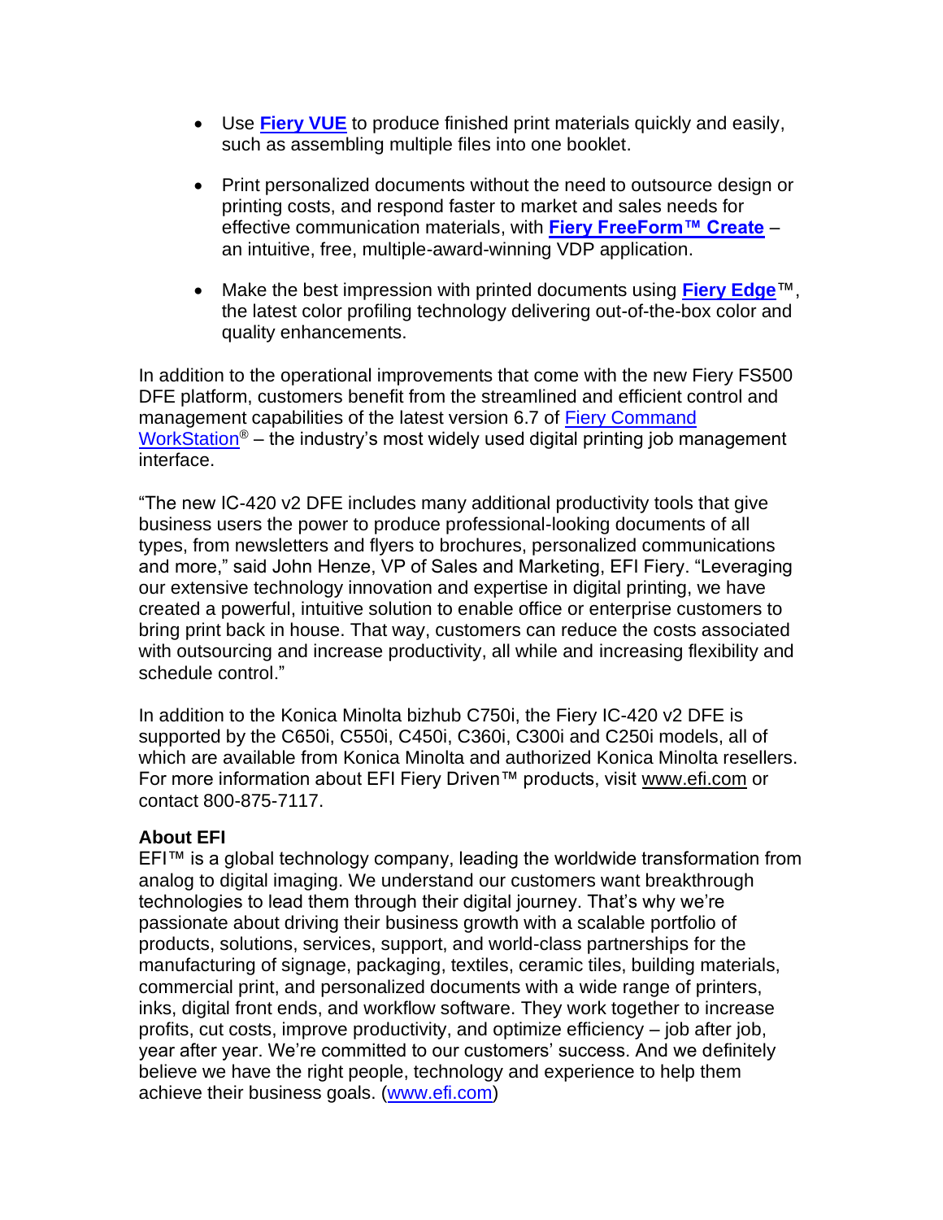- Use **Fiery VUE** to produce finished print materials quickly and easily, such as assembling multiple files into one booklet.

- Print personalized documents without the need to outsource design or printing costs, and respond faster to market and sales needs for effective communication materials, with **Fiery FreeForm™ Create** – an intuitive, free, multiple-award-winning VDP application.

- Make the best impression with printed documents using **Fiery Edge**™, the latest color profiling technology delivering out-of-the-box color and quality enhancements.

In addition to the operational improvements that come with the new Fiery FS500 DFE platform, customers benefit from the streamlined and efficient control and management capabilities of the latest version 6.7 of Fiery Command WorkStation® – the industry's most widely used digital printing job management interface.

"The new IC-420 v2 DFE includes many additional productivity tools that give business users the power to produce professional-looking documents of all types, from newsletters and flyers to brochures, personalized communications and more," said John Henze, VP of Sales and Marketing, EFI Fiery. "Leveraging our extensive technology innovation and expertise in digital printing, we have created a powerful, intuitive solution to enable office or enterprise customers to bring print back in house. That way, customers can reduce the costs associated with outsourcing and increase productivity, all while and increasing flexibility and schedule control."

In addition to the Konica Minolta bizhub C750i, the Fiery IC-420 v2 DFE is supported by the C650i, C550i, C450i, C360i, C300i and C250i models, all of which are available from Konica Minolta and authorized Konica Minolta resellers. For more information about EFI Fiery Driven™ products, visit www.efi.com or contact 800-875-7117.

**About EFI**
EFI™ is a global technology company, leading the worldwide transformation from analog to digital imaging. We understand our customers want breakthrough technologies to lead them through their digital journey. That's why we're passionate about driving their business growth with a scalable portfolio of products, solutions, services, support, and world-class partnerships for the manufacturing of signage, packaging, textiles, ceramic tiles, building materials, commercial print, and personalized documents with a wide range of printers, inks, digital front ends, and workflow software. They work together to increase profits, cut costs, improve productivity, and optimize efficiency – job after job, year after year. We're committed to our customers' success. And we definitely believe we have the right people, technology and experience to help them achieve their business goals. (www.efi.com)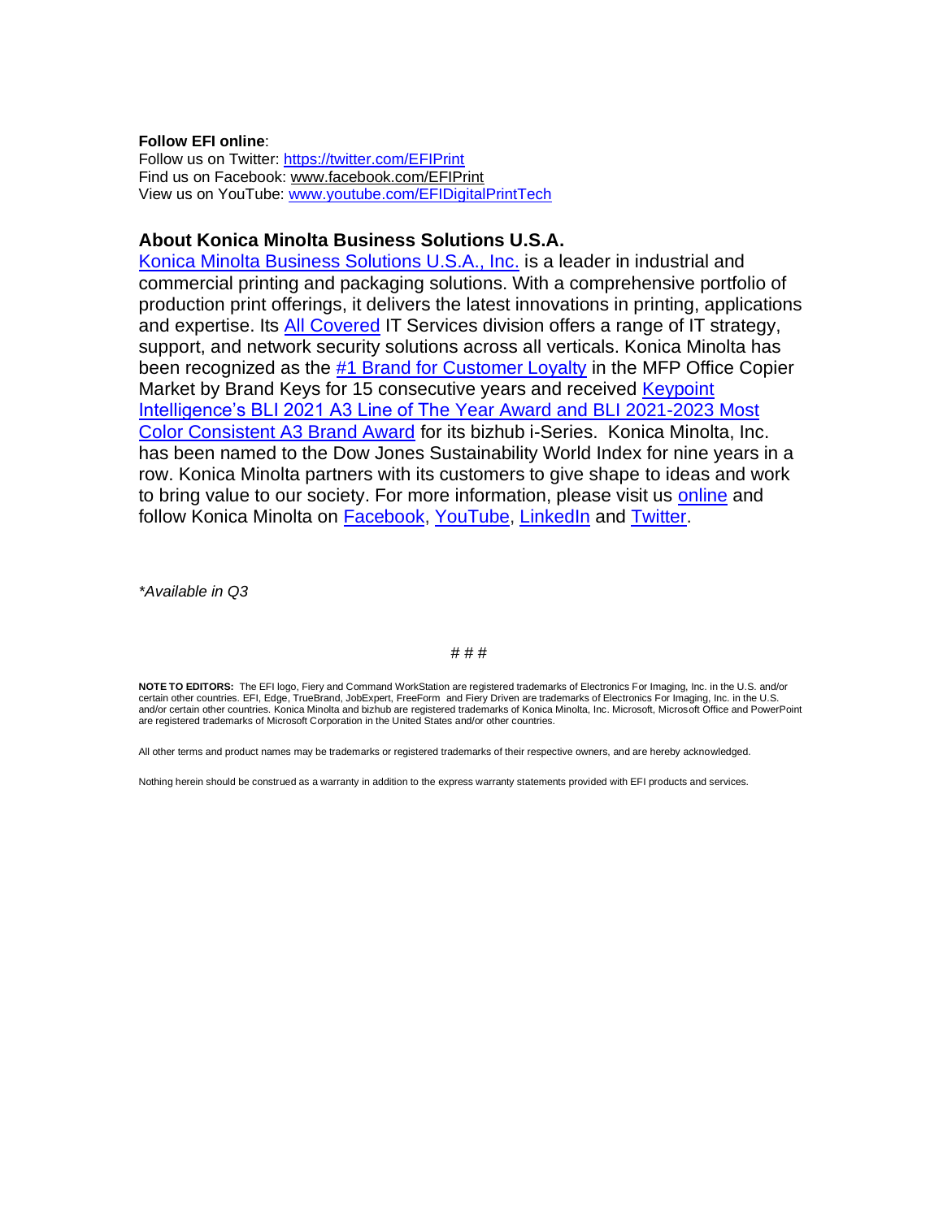**Follow EFI online**:
Follow us on Twitter: https://twitter.com/EFIPrint
Find us on Facebook: www.facebook.com/EFIPrint
View us on YouTube: www.youtube.com/EFIDigitalPrintTech

## About Konica Minolta Business Solutions U.S.A.

Konica Minolta Business Solutions U.S.A., Inc. is a leader in industrial and commercial printing and packaging solutions. With a comprehensive portfolio of production print offerings, it delivers the latest innovations in printing, applications and expertise. Its All Covered IT Services division offers a range of IT strategy, support, and network security solutions across all verticals. Konica Minolta has been recognized as the #1 Brand for Customer Loyalty in the MFP Office Copier Market by Brand Keys for 15 consecutive years and received Keypoint Intelligence's BLI 2021 A3 Line of The Year Award and BLI 2021-2023 Most Color Consistent A3 Brand Award for its bizhub i-Series. Konica Minolta, Inc. has been named to the Dow Jones Sustainability World Index for nine years in a row. Konica Minolta partners with its customers to give shape to ideas and work to bring value to our society. For more information, please visit us online and follow Konica Minolta on Facebook, YouTube, LinkedIn and Twitter.

*\*Available in Q3*

# # #

**NOTE TO EDITORS:** The EFI logo, Fiery and Command WorkStation are registered trademarks of Electronics For Imaging, Inc. in the U.S. and/or certain other countries. EFI, Edge, TrueBrand, JobExpert, FreeForm and Fiery Driven are trademarks of Electronics For Imaging, Inc. in the U.S. and/or certain other countries. Konica Minolta and bizhub are registered trademarks of Konica Minolta, Inc. Microsoft, Microsoft Office and PowerPoint are registered trademarks of Microsoft Corporation in the United States and/or other countries.

All other terms and product names may be trademarks or registered trademarks of their respective owners, and are hereby acknowledged.

Nothing herein should be construed as a warranty in addition to the express warranty statements provided with EFI products and services.